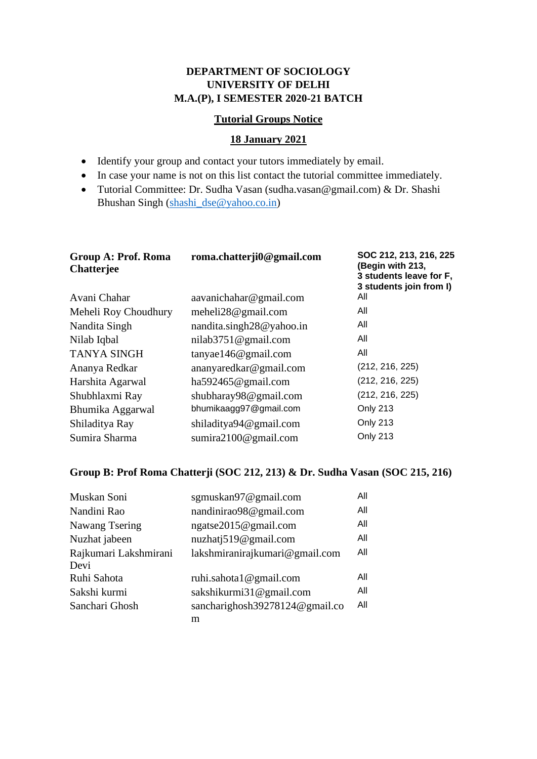# DEPARTMENT OF SOCIOLOGY
# UNIVERSITY OF DELHI
# M.A.(P), I SEMESTER 2020-21 BATCH

## Tutorial Groups Notice

**18 January 2021**

- Identify your group and contact your tutors immediately by email.
- In case your name is not on this list contact the tutorial committee immediately.
- Tutorial Committee: Dr. Sudha Vasan (sudha.vasan@gmail.com) & Dr. Shashi Bhushan Singh (shashi_dse@yahoo.co.in)

| **Group A: Prof. Roma Chatterjee** | **roma.chatterji0@gmail.com** | **SOC 212, 213, 216, 225 (Begin with 213, 3 students leave for F, 3 students join from I)** |
|---|---|---|
| Avani Chahar | aavanichahar@gmail.com | All |
| Meheli Roy Choudhury | meheli28@gmail.com | All |
| Nandita Singh | nandita.singh28@yahoo.in | All |
| Nilab Iqbal | nilab3751@gmail.com | All |
| TANYA SINGH | tanyae146@gmail.com | All |
| Ananya Redkar | ananyaredkar@gmail.com | (212, 216, 225) |
| Harshita Agarwal | ha592465@gmail.com | (212, 216, 225) |
| Shubhlaxmi Ray | shubharay98@gmail.com | (212, 216, 225) |
| Bhumika Aggarwal | bhumikaagg97@gmail.com | Only 213 |
| Shiladitya Ray | shiladitya94@gmail.com | Only 213 |
| Sumira Sharma | sumira2100@gmail.com | Only 213 |

**Group B: Prof Roma Chatterji (SOC 212, 213) & Dr. Sudha Vasan (SOC 215, 216)**

| | | |
|---|---|---|
| Muskan Soni | sgmuskan97@gmail.com | All |
| Nandini Rao | nandinirao98@gmail.com | All |
| Nawang Tsering | ngatse2015@gmail.com | All |
| Nuzhat jabeen | nuzhatj519@gmail.com | All |
| Rajkumari Lakshmirani Devi | lakshmiranirajkumari@gmail.com | All |
| Ruhi Sahota | ruhi.sahota1@gmail.com | All |
| Sakshi kurmi | sakshikurmi31@gmail.com | All |
| Sanchari Ghosh | sancharighosh39278124@gmail.com | All |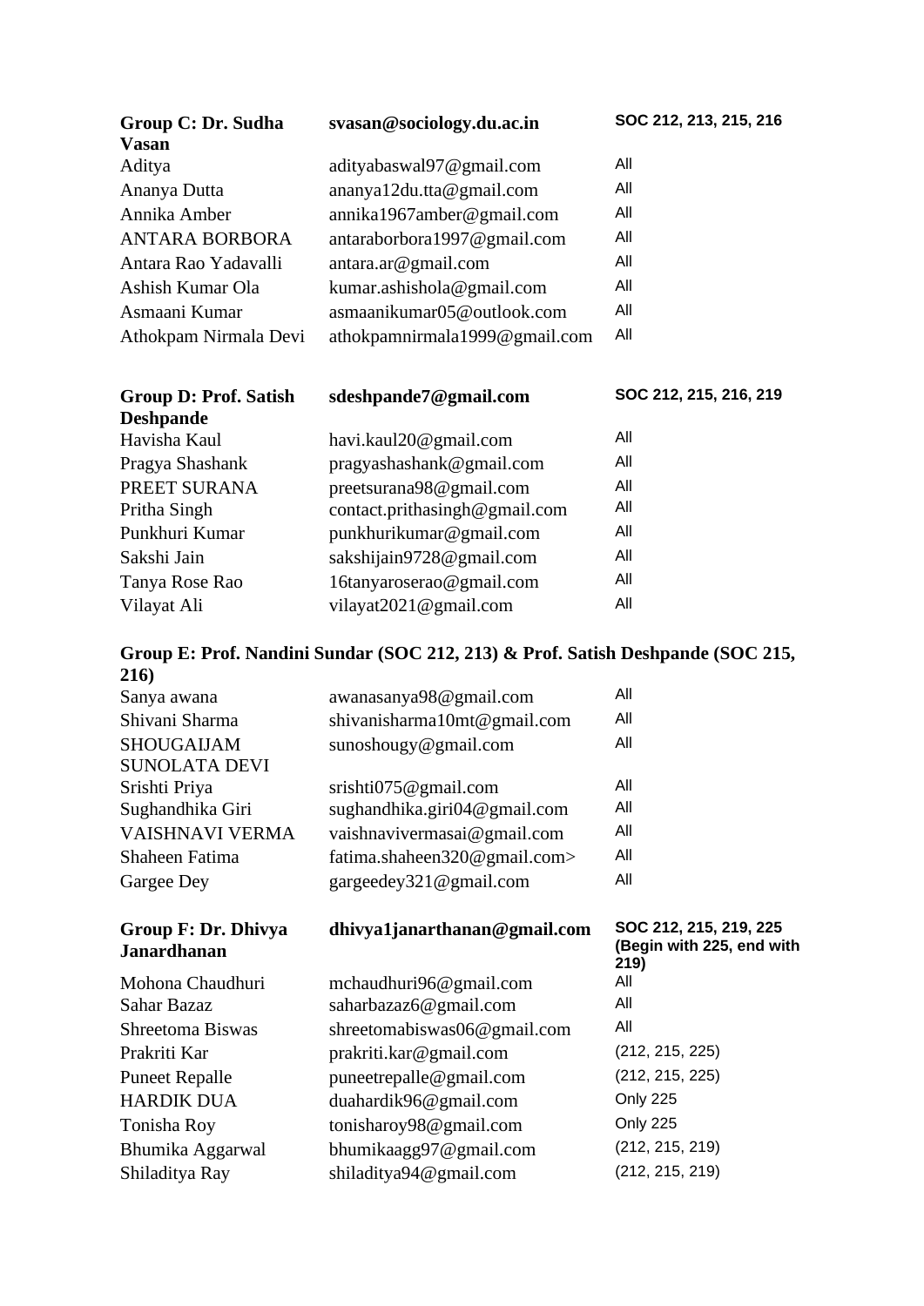| Group C: Dr. Sudha Vasan | svasan@sociology.du.ac.in | SOC 212, 213, 215, 216 |
| --- | --- | --- |
| Aditya | adityabaswal97@gmail.com | All |
| Ananya Dutta | ananya12du.tta@gmail.com | All |
| Annika Amber | annika1967amber@gmail.com | All |
| ANTARA BORBORA | antaraborbora1997@gmail.com | All |
| Antara Rao Yadavalli | antara.ar@gmail.com | All |
| Ashish Kumar Ola | kumar.ashishola@gmail.com | All |
| Asmaani Kumar | asmaanikumar05@outlook.com | All |
| Athokpam Nirmala Devi | athokpamnirmala1999@gmail.com | All |

| Group D: Prof. Satish Deshpande | sdeshpande7@gmail.com | SOC 212, 215, 216, 219 |
| --- | --- | --- |
| Havisha Kaul | havi.kaul20@gmail.com | All |
| Pragya Shashank | pragyashashank@gmail.com | All |
| PREET SURANA | preetsurana98@gmail.com | All |
| Pritha Singh | contact.prithasingh@gmail.com | All |
| Punkhuri Kumar | punkhurikumar@gmail.com | All |
| Sakshi Jain | sakshijain9728@gmail.com | All |
| Tanya Rose Rao | 16tanyaroserao@gmail.com | All |
| Vilayat Ali | vilayat2021@gmail.com | All |

**Group E: Prof. Nandini Sundar (SOC 212, 213) & Prof. Satish Deshpande (SOC 215, 216)**

| | | |
| --- | --- | --- |
| Sanya awana | awanasanya98@gmail.com | All |
| Shivani Sharma | shivanisharma10mt@gmail.com | All |
| SHOUGAIJAM SUNOLATA DEVI | sunoshougy@gmail.com | All |
| Srishti Priya | srishti075@gmail.com | All |
| Sughandhika Giri | sughandhika.giri04@gmail.com | All |
| VAISHNAVI VERMA | vaishnavivermasai@gmail.com | All |
| Shaheen Fatima | fatima.shaheen320@gmail.com> | All |
| Gargee Dey | gargeedey321@gmail.com | All |

| Group F: Dr. Dhivya Janardhanan | dhivya1janarthanan@gmail.com | SOC 212, 215, 219, 225 (Begin with 225, end with 219) |
| --- | --- | --- |
| Mohona Chaudhuri | mchaudhuri96@gmail.com | All |
| Sahar Bazaz | saharbazaz6@gmail.com | All |
| Shreetoma Biswas | shreetomabiswas06@gmail.com | All |
| Prakriti Kar | prakriti.kar@gmail.com | (212, 215, 225) |
| Puneet Repalle | puneetrepalle@gmail.com | (212, 215, 225) |
| HARDIK DUA | duahardik96@gmail.com | Only 225 |
| Tonisha Roy | tonisharoy98@gmail.com | Only 225 |
| Bhumika Aggarwal | bhumikaagg97@gmail.com | (212, 215, 219) |
| Shiladitya Ray | shiladitya94@gmail.com | (212, 215, 219) |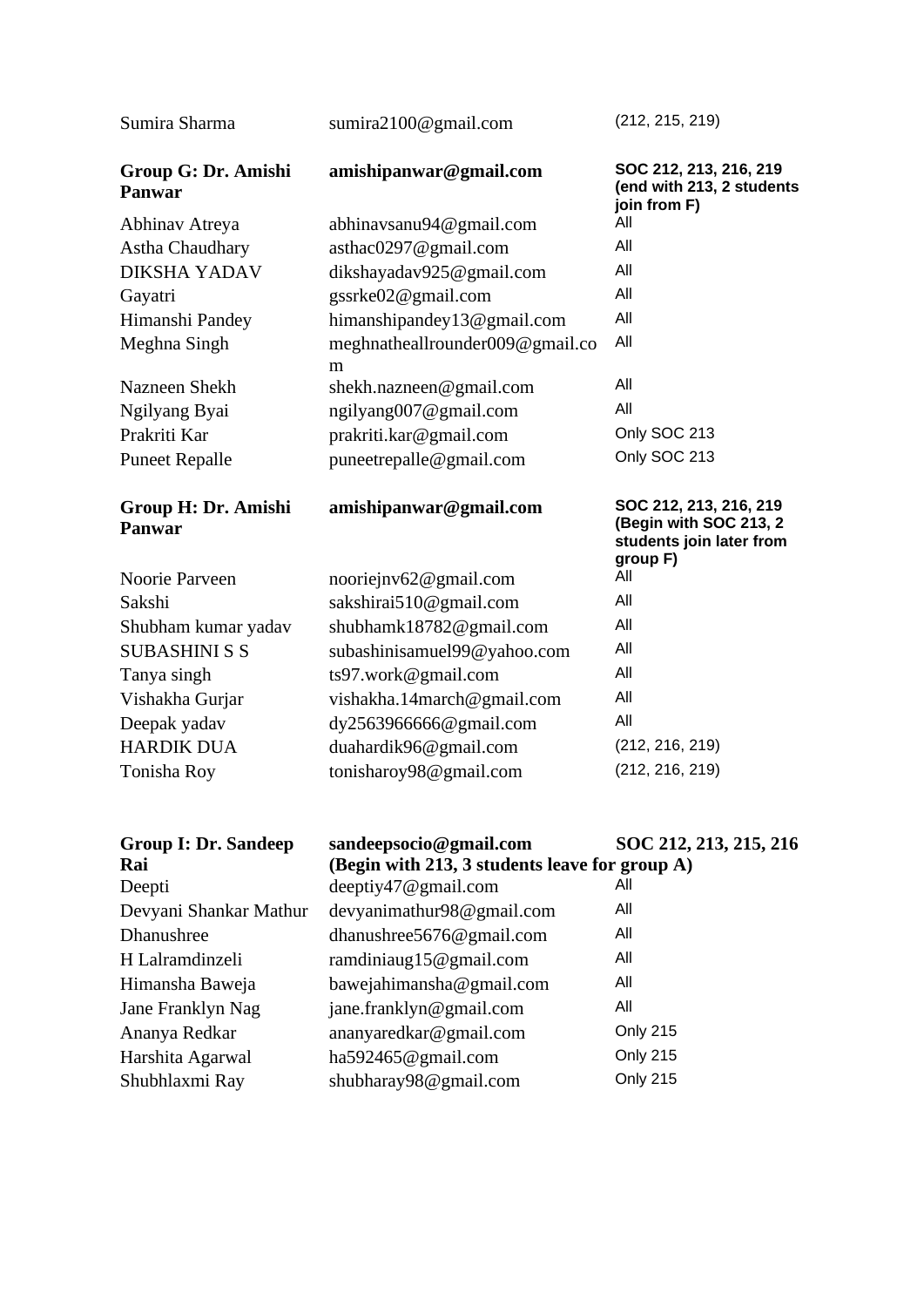| | | |
|---|---|---|
| Sumira Sharma | sumira2100@gmail.com | (212, 215, 219) |

| **Group G: Dr. Amishi Panwar** | **amishipanwar@gmail.com** | **SOC 212, 213, 216, 219 (end with 213, 2 students join from F)** |
|---|---|---|
| Abhinav Atreya | abhinavsanu94@gmail.com | All |
| Astha Chaudhary | asthac0297@gmail.com | All |
| DIKSHA YADAV | dikshayadav925@gmail.com | All |
| Gayatri | gssrke02@gmail.com | All |
| Himanshi Pandey | himanshipandey13@gmail.com | All |
| Meghna Singh | meghnatheallrounder009@gmail.com | All |
| Nazneen Shekh | shekh.nazneen@gmail.com | All |
| Ngilyang Byai | ngilyang007@gmail.com | All |
| Prakriti Kar | prakriti.kar@gmail.com | Only SOC 213 |
| Puneet Repalle | puneetrepalle@gmail.com | Only SOC 213 |

| **Group H: Dr. Amishi Panwar** | **amishipanwar@gmail.com** | **SOC 212, 213, 216, 219 (Begin with SOC 213, 2 students join later from group F)** |
|---|---|---|
| Noorie Parveen | nooriejnv62@gmail.com | All |
| Sakshi | sakshirai510@gmail.com | All |
| Shubham kumar yadav | shubhamk18782@gmail.com | All |
| SUBASHINI S S | subashinisamuel99@yahoo.com | All |
| Tanya singh | ts97.work@gmail.com | All |
| Vishakha Gurjar | vishakha.14march@gmail.com | All |
| Deepak yadav | dy2563966666@gmail.com | All |
| HARDIK DUA | duahardik96@gmail.com | (212, 216, 219) |
| Tonisha Roy | tonisharoy98@gmail.com | (212, 216, 219) |

| **Group I: Dr. Sandeep Rai** | **sandeepsocio@gmail.com (Begin with 213, 3 students leave for group A)** | **SOC 212, 213, 215, 216** |
|---|---|---|
| Deepti | deeptiy47@gmail.com | All |
| Devyani Shankar Mathur | devyanimathur98@gmail.com | All |
| Dhanushree | dhanushree5676@gmail.com | All |
| H Lalramdinzeli | ramdiniaug15@gmail.com | All |
| Himansha Baweja | bawejahimansha@gmail.com | All |
| Jane Franklyn Nag | jane.franklyn@gmail.com | All |
| Ananya Redkar | ananyaredkar@gmail.com | Only 215 |
| Harshita Agarwal | ha592465@gmail.com | Only 215 |
| Shubhlaxmi Ray | shubharay98@gmail.com | Only 215 |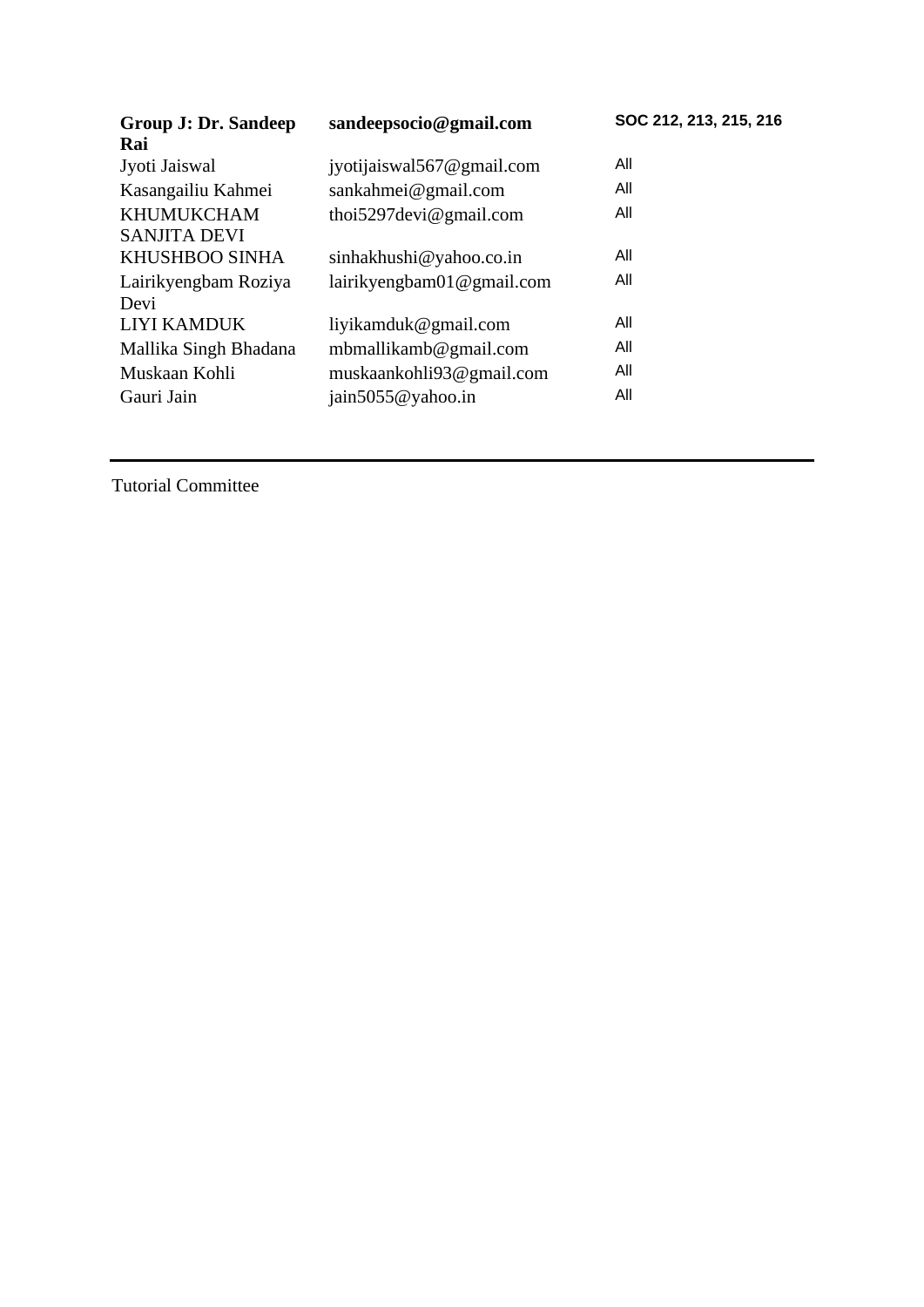| | | |
|---|---|---|
| **Group J: Dr. Sandeep Rai** | **sandeepsocio@gmail.com** | **SOC 212, 213, 215, 216** |
| Jyoti Jaiswal | jyotijaiswal567@gmail.com | All |
| Kasangailiu Kahmei | sankahmei@gmail.com | All |
| KHUMUKCHAM SANJITA DEVI | thoi5297devi@gmail.com | All |
| KHUSHBOO SINHA | sinhakhushi@yahoo.co.in | All |
| Lairikyengbam Roziya Devi | lairikyengbam01@gmail.com | All |
| LIYI KAMDUK | liyikamduk@gmail.com | All |
| Mallika Singh Bhadana | mbmallikamb@gmail.com | All |
| Muskaan Kohli | muskaankohli93@gmail.com | All |
| Gauri Jain | jain5055@yahoo.in | All |

---

Tutorial Committee